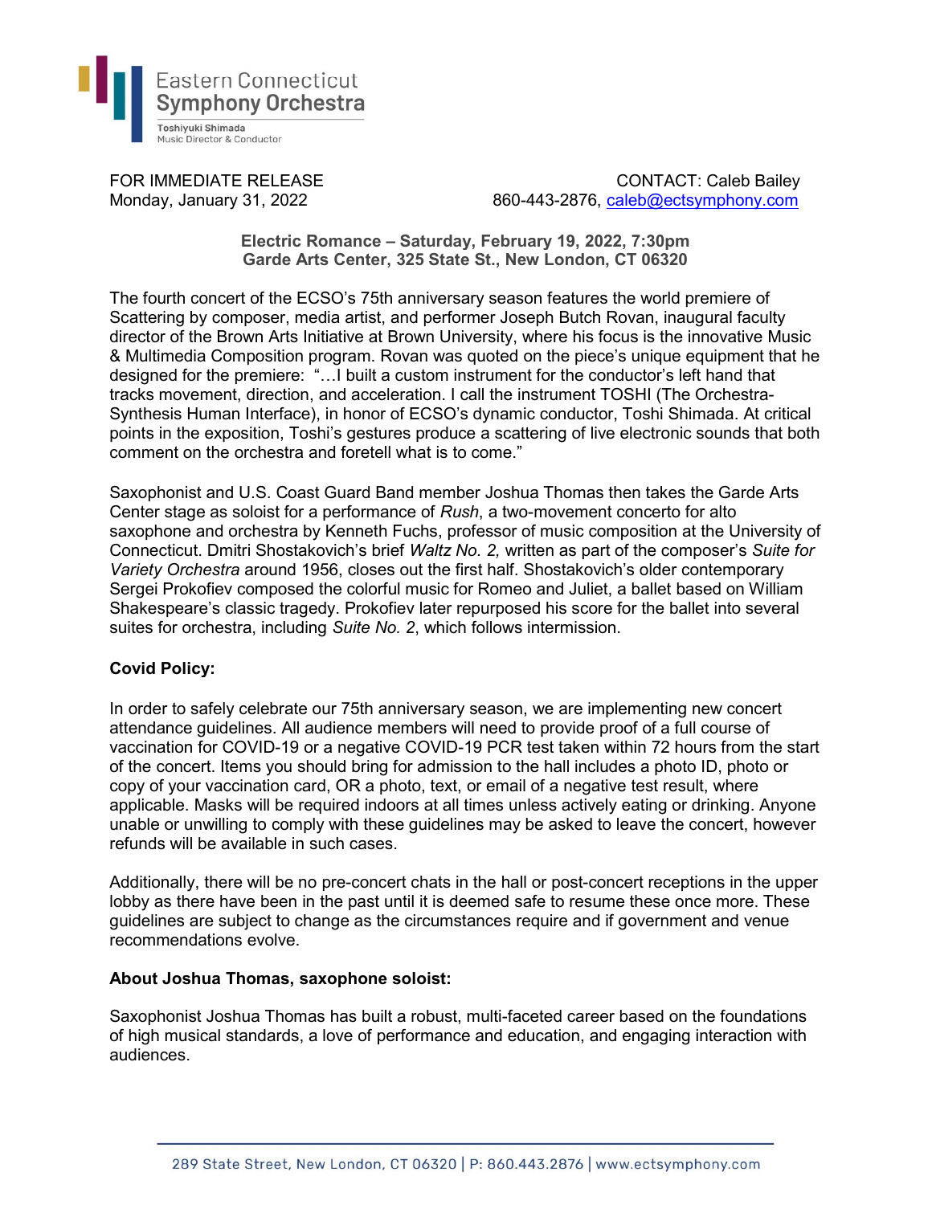Eastern Connecticut
Symphony Orchestra
Toshiyuki Shimada
Music Director & Conductor

FOR IMMEDIATE RELEASE
Monday, January 31, 2022

CONTACT: Caleb Bailey
860-443-2876, caleb@ectsymphony.com

**Electric Romance – Saturday, February 19, 2022, 7:30pm**
**Garde Arts Center, 325 State St., New London, CT 06320**

The fourth concert of the ECSO's 75th anniversary season features the world premiere of Scattering by composer, media artist, and performer Joseph Butch Rovan, inaugural faculty director of the Brown Arts Initiative at Brown University, where his focus is the innovative Music & Multimedia Composition program. Rovan was quoted on the piece's unique equipment that he designed for the premiere: "…I built a custom instrument for the conductor's left hand that tracks movement, direction, and acceleration. I call the instrument TOSHI (The Orchestra-Synthesis Human Interface), in honor of ECSO's dynamic conductor, Toshi Shimada. At critical points in the exposition, Toshi's gestures produce a scattering of live electronic sounds that both comment on the orchestra and foretell what is to come."

Saxophonist and U.S. Coast Guard Band member Joshua Thomas then takes the Garde Arts Center stage as soloist for a performance of *Rush*, a two-movement concerto for alto saxophone and orchestra by Kenneth Fuchs, professor of music composition at the University of Connecticut. Dmitri Shostakovich's brief *Waltz No. 2,* written as part of the composer's *Suite for Variety Orchestra* around 1956, closes out the first half. Shostakovich's older contemporary Sergei Prokofiev composed the colorful music for Romeo and Juliet, a ballet based on William Shakespeare's classic tragedy. Prokofiev later repurposed his score for the ballet into several suites for orchestra, including *Suite No. 2*, which follows intermission.

**Covid Policy:**

In order to safely celebrate our 75th anniversary season, we are implementing new concert attendance guidelines. All audience members will need to provide proof of a full course of vaccination for COVID-19 or a negative COVID-19 PCR test taken within 72 hours from the start of the concert. Items you should bring for admission to the hall includes a photo ID, photo or copy of your vaccination card, OR a photo, text, or email of a negative test result, where applicable. Masks will be required indoors at all times unless actively eating or drinking. Anyone unable or unwilling to comply with these guidelines may be asked to leave the concert, however refunds will be available in such cases.

Additionally, there will be no pre-concert chats in the hall or post-concert receptions in the upper lobby as there have been in the past until it is deemed safe to resume these once more. These guidelines are subject to change as the circumstances require and if government and venue recommendations evolve.

**About Joshua Thomas, saxophone soloist:**

Saxophonist Joshua Thomas has built a robust, multi-faceted career based on the foundations of high musical standards, a love of performance and education, and engaging interaction with audiences.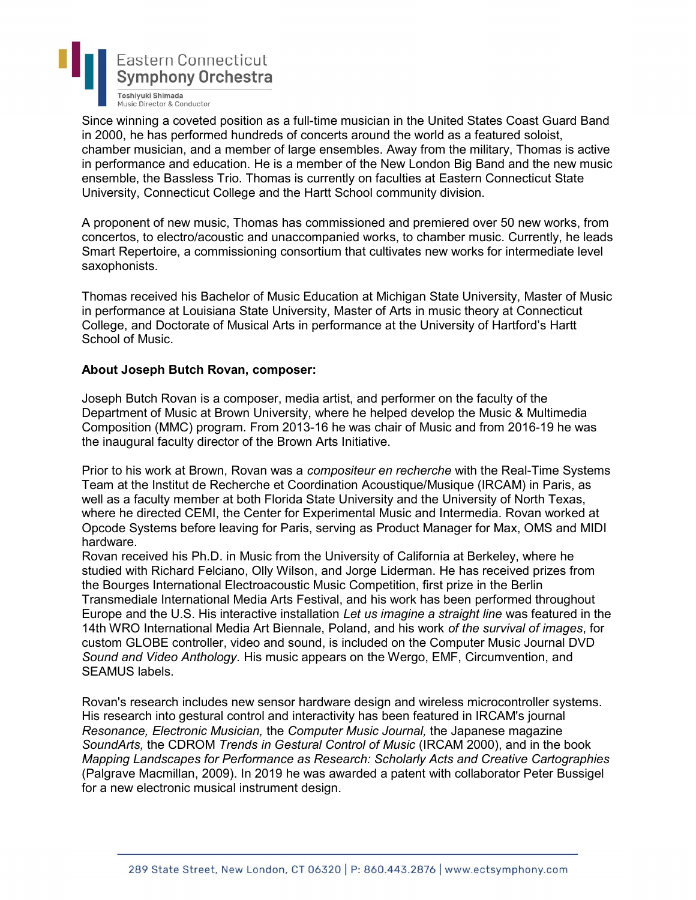Since winning a coveted position as a full-time musician in the United States Coast Guard Band in 2000, he has performed hundreds of concerts around the world as a featured soloist, chamber musician, and a member of large ensembles. Away from the military, Thomas is active in performance and education. He is a member of the New London Big Band and the new music ensemble, the Bassless Trio. Thomas is currently on faculties at Eastern Connecticut State University, Connecticut College and the Hartt School community division.

A proponent of new music, Thomas has commissioned and premiered over 50 new works, from concertos, to electro/acoustic and unaccompanied works, to chamber music. Currently, he leads Smart Repertoire, a commissioning consortium that cultivates new works for intermediate level saxophonists.

Thomas received his Bachelor of Music Education at Michigan State University, Master of Music in performance at Louisiana State University, Master of Arts in music theory at Connecticut College, and Doctorate of Musical Arts in performance at the University of Hartford's Hartt School of Music.

**About Joseph Butch Rovan, composer:**

Joseph Butch Rovan is a composer, media artist, and performer on the faculty of the Department of Music at Brown University, where he helped develop the Music & Multimedia Composition (MMC) program. From 2013-16 he was chair of Music and from 2016-19 he was the inaugural faculty director of the Brown Arts Initiative.

Prior to his work at Brown, Rovan was a *compositeur en recherche* with the Real-Time Systems Team at the Institut de Recherche et Coordination Acoustique/Musique (IRCAM) in Paris, as well as a faculty member at both Florida State University and the University of North Texas, where he directed CEMI, the Center for Experimental Music and Intermedia. Rovan worked at Opcode Systems before leaving for Paris, serving as Product Manager for Max, OMS and MIDI hardware.
Rovan received his Ph.D. in Music from the University of California at Berkeley, where he studied with Richard Felciano, Olly Wilson, and Jorge Liderman. He has received prizes from the Bourges International Electroacoustic Music Competition, first prize in the Berlin Transmediale International Media Arts Festival, and his work has been performed throughout Europe and the U.S. His interactive installation *Let us imagine a straight line* was featured in the 14th WRO International Media Art Biennale, Poland, and his work *of the survival of images*, for custom GLOBE controller, video and sound, is included on the Computer Music Journal DVD *Sound and Video Anthology*. His music appears on the Wergo, EMF, Circumvention, and SEAMUS labels.

Rovan's research includes new sensor hardware design and wireless microcontroller systems. His research into gestural control and interactivity has been featured in IRCAM's journal *Resonance, Electronic Musician,* the *Computer Music Journal,* the Japanese magazine *SoundArts,* the CDROM *Trends in Gestural Control of Music* (IRCAM 2000), and in the book *Mapping Landscapes for Performance as Research: Scholarly Acts and Creative Cartographies* (Palgrave Macmillan, 2009). In 2019 he was awarded a patent with collaborator Peter Bussigel for a new electronic musical instrument design.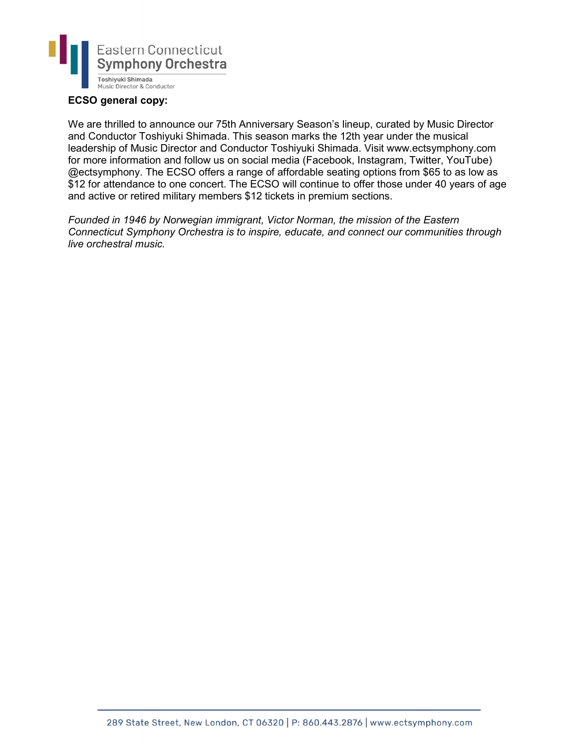**ECSO general copy:**

We are thrilled to announce our 75th Anniversary Season's lineup, curated by Music Director and Conductor Toshiyuki Shimada. This season marks the 12th year under the musical leadership of Music Director and Conductor Toshiyuki Shimada. Visit www.ectsymphony.com for more information and follow us on social media (Facebook, Instagram, Twitter, YouTube) @ectsymphony. The ECSO offers a range of affordable seating options from $65 to as low as $12 for attendance to one concert. The ECSO will continue to offer those under 40 years of age and active or retired military members $12 tickets in premium sections.

*Founded in 1946 by Norwegian immigrant, Victor Norman, the mission of the Eastern Connecticut Symphony Orchestra is to inspire, educate, and connect our communities through live orchestral music.*